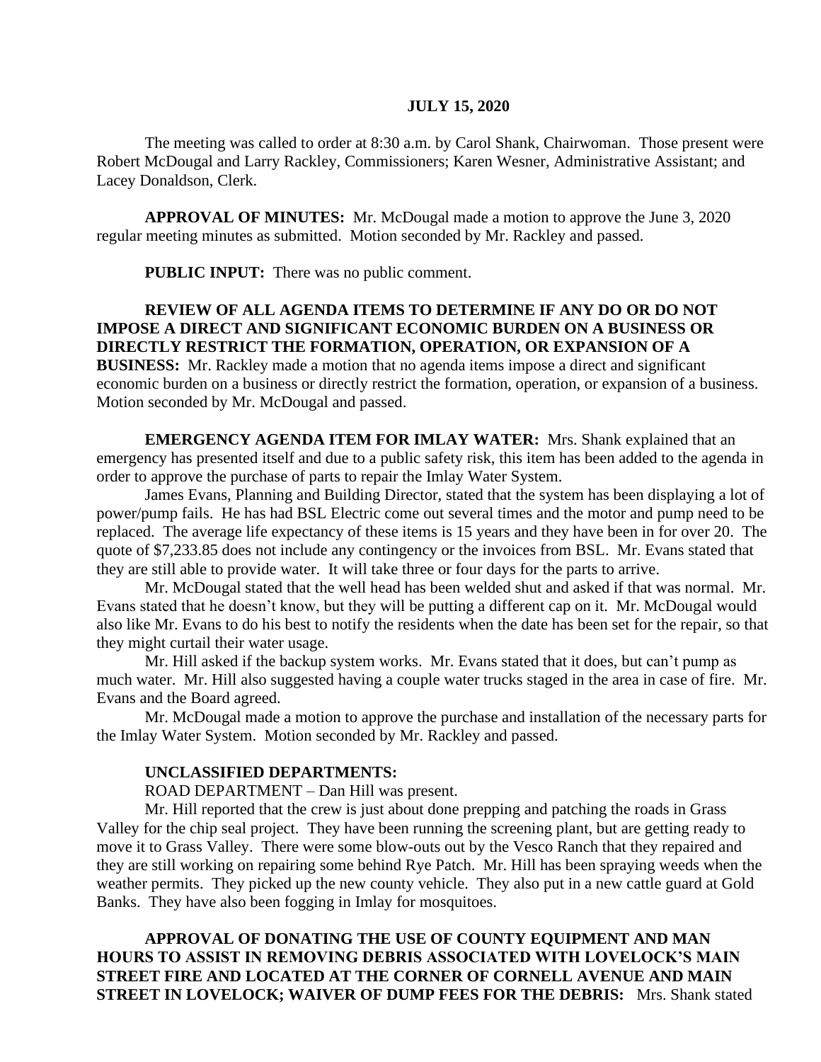**JULY 15, 2020**

The meeting was called to order at 8:30 a.m. by Carol Shank, Chairwoman. Those present were Robert McDougal and Larry Rackley, Commissioners; Karen Wesner, Administrative Assistant; and Lacey Donaldson, Clerk.

**APPROVAL OF MINUTES:** Mr. McDougal made a motion to approve the June 3, 2020 regular meeting minutes as submitted. Motion seconded by Mr. Rackley and passed.

**PUBLIC INPUT:** There was no public comment.

**REVIEW OF ALL AGENDA ITEMS TO DETERMINE IF ANY DO OR DO NOT IMPOSE A DIRECT AND SIGNIFICANT ECONOMIC BURDEN ON A BUSINESS OR DIRECTLY RESTRICT THE FORMATION, OPERATION, OR EXPANSION OF A BUSINESS:** Mr. Rackley made a motion that no agenda items impose a direct and significant economic burden on a business or directly restrict the formation, operation, or expansion of a business. Motion seconded by Mr. McDougal and passed.

**EMERGENCY AGENDA ITEM FOR IMLAY WATER:** Mrs. Shank explained that an emergency has presented itself and due to a public safety risk, this item has been added to the agenda in order to approve the purchase of parts to repair the Imlay Water System.

James Evans, Planning and Building Director, stated that the system has been displaying a lot of power/pump fails. He has had BSL Electric come out several times and the motor and pump need to be replaced. The average life expectancy of these items is 15 years and they have been in for over 20. The quote of $7,233.85 does not include any contingency or the invoices from BSL. Mr. Evans stated that they are still able to provide water. It will take three or four days for the parts to arrive.

Mr. McDougal stated that the well head has been welded shut and asked if that was normal. Mr. Evans stated that he doesn't know, but they will be putting a different cap on it. Mr. McDougal would also like Mr. Evans to do his best to notify the residents when the date has been set for the repair, so that they might curtail their water usage.

Mr. Hill asked if the backup system works. Mr. Evans stated that it does, but can't pump as much water. Mr. Hill also suggested having a couple water trucks staged in the area in case of fire. Mr. Evans and the Board agreed.

Mr. McDougal made a motion to approve the purchase and installation of the necessary parts for the Imlay Water System. Motion seconded by Mr. Rackley and passed.

**UNCLASSIFIED DEPARTMENTS:**

ROAD DEPARTMENT – Dan Hill was present.

Mr. Hill reported that the crew is just about done prepping and patching the roads in Grass Valley for the chip seal project. They have been running the screening plant, but are getting ready to move it to Grass Valley. There were some blow-outs out by the Vesco Ranch that they repaired and they are still working on repairing some behind Rye Patch. Mr. Hill has been spraying weeds when the weather permits. They picked up the new county vehicle. They also put in a new cattle guard at Gold Banks. They have also been fogging in Imlay for mosquitoes.

**APPROVAL OF DONATING THE USE OF COUNTY EQUIPMENT AND MAN HOURS TO ASSIST IN REMOVING DEBRIS ASSOCIATED WITH LOVELOCK'S MAIN STREET FIRE AND LOCATED AT THE CORNER OF CORNELL AVENUE AND MAIN STREET IN LOVELOCK; WAIVER OF DUMP FEES FOR THE DEBRIS:** Mrs. Shank stated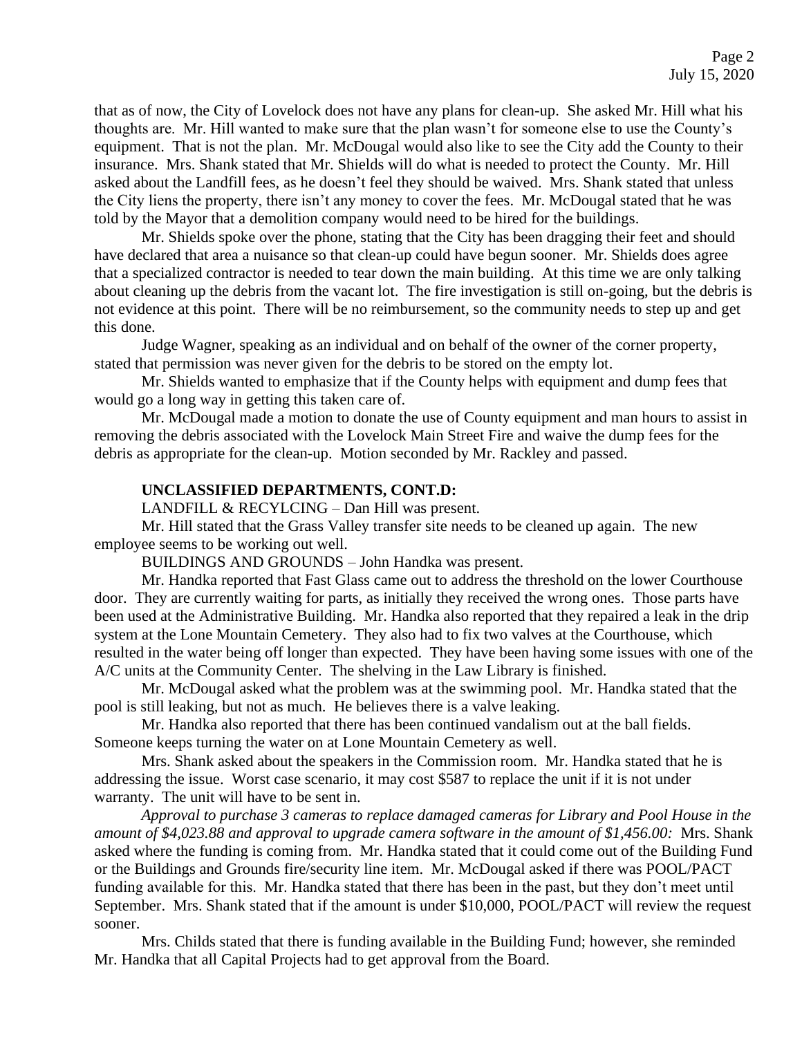that as of now, the City of Lovelock does not have any plans for clean-up. She asked Mr. Hill what his thoughts are. Mr. Hill wanted to make sure that the plan wasn't for someone else to use the County's equipment. That is not the plan. Mr. McDougal would also like to see the City add the County to their insurance. Mrs. Shank stated that Mr. Shields will do what is needed to protect the County. Mr. Hill asked about the Landfill fees, as he doesn't feel they should be waived. Mrs. Shank stated that unless the City liens the property, there isn't any money to cover the fees. Mr. McDougal stated that he was told by the Mayor that a demolition company would need to be hired for the buildings.

Mr. Shields spoke over the phone, stating that the City has been dragging their feet and should have declared that area a nuisance so that clean-up could have begun sooner. Mr. Shields does agree that a specialized contractor is needed to tear down the main building. At this time we are only talking about cleaning up the debris from the vacant lot. The fire investigation is still on-going, but the debris is not evidence at this point. There will be no reimbursement, so the community needs to step up and get this done.

Judge Wagner, speaking as an individual and on behalf of the owner of the corner property, stated that permission was never given for the debris to be stored on the empty lot.

Mr. Shields wanted to emphasize that if the County helps with equipment and dump fees that would go a long way in getting this taken care of.

Mr. McDougal made a motion to donate the use of County equipment and man hours to assist in removing the debris associated with the Lovelock Main Street Fire and waive the dump fees for the debris as appropriate for the clean-up. Motion seconded by Mr. Rackley and passed.

**UNCLASSIFIED DEPARTMENTS, CONT.D:**

LANDFILL & RECYLCING – Dan Hill was present.

Mr. Hill stated that the Grass Valley transfer site needs to be cleaned up again. The new employee seems to be working out well.

BUILDINGS AND GROUNDS – John Handka was present.

Mr. Handka reported that Fast Glass came out to address the threshold on the lower Courthouse door. They are currently waiting for parts, as initially they received the wrong ones. Those parts have been used at the Administrative Building. Mr. Handka also reported that they repaired a leak in the drip system at the Lone Mountain Cemetery. They also had to fix two valves at the Courthouse, which resulted in the water being off longer than expected. They have been having some issues with one of the A/C units at the Community Center. The shelving in the Law Library is finished.

Mr. McDougal asked what the problem was at the swimming pool. Mr. Handka stated that the pool is still leaking, but not as much. He believes there is a valve leaking.

Mr. Handka also reported that there has been continued vandalism out at the ball fields. Someone keeps turning the water on at Lone Mountain Cemetery as well.

Mrs. Shank asked about the speakers in the Commission room. Mr. Handka stated that he is addressing the issue. Worst case scenario, it may cost $587 to replace the unit if it is not under warranty. The unit will have to be sent in.

*Approval to purchase 3 cameras to replace damaged cameras for Library and Pool House in the amount of $4,023.88 and approval to upgrade camera software in the amount of $1,456.00:* Mrs. Shank asked where the funding is coming from. Mr. Handka stated that it could come out of the Building Fund or the Buildings and Grounds fire/security line item. Mr. McDougal asked if there was POOL/PACT funding available for this. Mr. Handka stated that there has been in the past, but they don't meet until September. Mrs. Shank stated that if the amount is under $10,000, POOL/PACT will review the request sooner.

Mrs. Childs stated that there is funding available in the Building Fund; however, she reminded Mr. Handka that all Capital Projects had to get approval from the Board.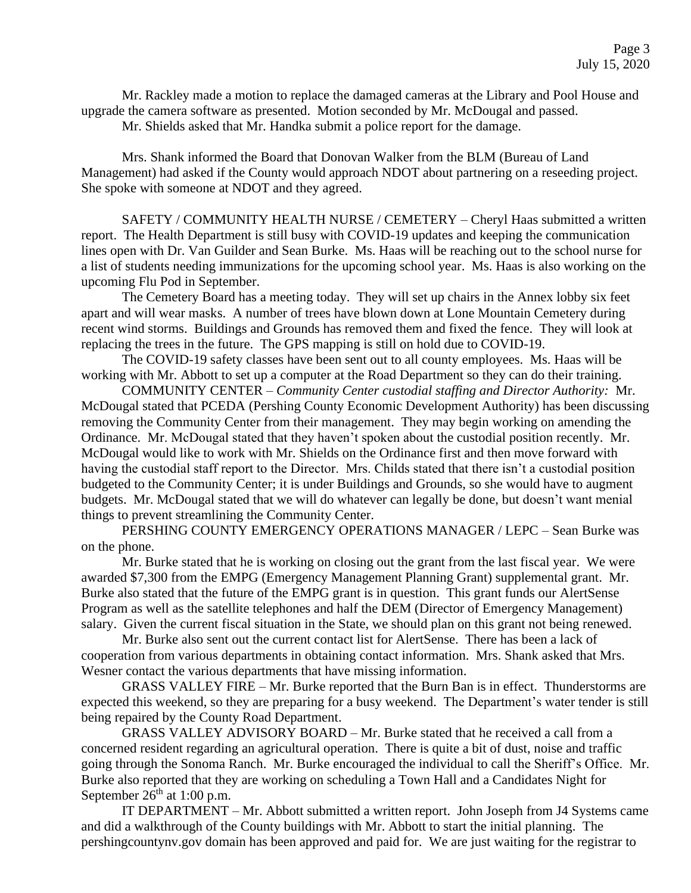Mr. Rackley made a motion to replace the damaged cameras at the Library and Pool House and upgrade the camera software as presented. Motion seconded by Mr. McDougal and passed.

Mr. Shields asked that Mr. Handka submit a police report for the damage.

Mrs. Shank informed the Board that Donovan Walker from the BLM (Bureau of Land Management) had asked if the County would approach NDOT about partnering on a reseeding project. She spoke with someone at NDOT and they agreed.

SAFETY / COMMUNITY HEALTH NURSE / CEMETERY – Cheryl Haas submitted a written report. The Health Department is still busy with COVID-19 updates and keeping the communication lines open with Dr. Van Guilder and Sean Burke. Ms. Haas will be reaching out to the school nurse for a list of students needing immunizations for the upcoming school year. Ms. Haas is also working on the upcoming Flu Pod in September.

The Cemetery Board has a meeting today. They will set up chairs in the Annex lobby six feet apart and will wear masks. A number of trees have blown down at Lone Mountain Cemetery during recent wind storms. Buildings and Grounds has removed them and fixed the fence. They will look at replacing the trees in the future. The GPS mapping is still on hold due to COVID-19.

The COVID-19 safety classes have been sent out to all county employees. Ms. Haas will be working with Mr. Abbott to set up a computer at the Road Department so they can do their training.

COMMUNITY CENTER – *Community Center custodial staffing and Director Authority:* Mr. McDougal stated that PCEDA (Pershing County Economic Development Authority) has been discussing removing the Community Center from their management. They may begin working on amending the Ordinance. Mr. McDougal stated that they haven't spoken about the custodial position recently. Mr. McDougal would like to work with Mr. Shields on the Ordinance first and then move forward with having the custodial staff report to the Director. Mrs. Childs stated that there isn't a custodial position budgeted to the Community Center; it is under Buildings and Grounds, so she would have to augment budgets. Mr. McDougal stated that we will do whatever can legally be done, but doesn't want menial things to prevent streamlining the Community Center.

PERSHING COUNTY EMERGENCY OPERATIONS MANAGER / LEPC – Sean Burke was on the phone.

Mr. Burke stated that he is working on closing out the grant from the last fiscal year. We were awarded $7,300 from the EMPG (Emergency Management Planning Grant) supplemental grant. Mr. Burke also stated that the future of the EMPG grant is in question. This grant funds our AlertSense Program as well as the satellite telephones and half the DEM (Director of Emergency Management) salary. Given the current fiscal situation in the State, we should plan on this grant not being renewed.

Mr. Burke also sent out the current contact list for AlertSense. There has been a lack of cooperation from various departments in obtaining contact information. Mrs. Shank asked that Mrs. Wesner contact the various departments that have missing information.

GRASS VALLEY FIRE – Mr. Burke reported that the Burn Ban is in effect. Thunderstorms are expected this weekend, so they are preparing for a busy weekend. The Department's water tender is still being repaired by the County Road Department.

GRASS VALLEY ADVISORY BOARD – Mr. Burke stated that he received a call from a concerned resident regarding an agricultural operation. There is quite a bit of dust, noise and traffic going through the Sonoma Ranch. Mr. Burke encouraged the individual to call the Sheriff's Office. Mr. Burke also reported that they are working on scheduling a Town Hall and a Candidates Night for September 26th at 1:00 p.m.

IT DEPARTMENT – Mr. Abbott submitted a written report. John Joseph from J4 Systems came and did a walkthrough of the County buildings with Mr. Abbott to start the initial planning. The pershingcountynv.gov domain has been approved and paid for. We are just waiting for the registrar to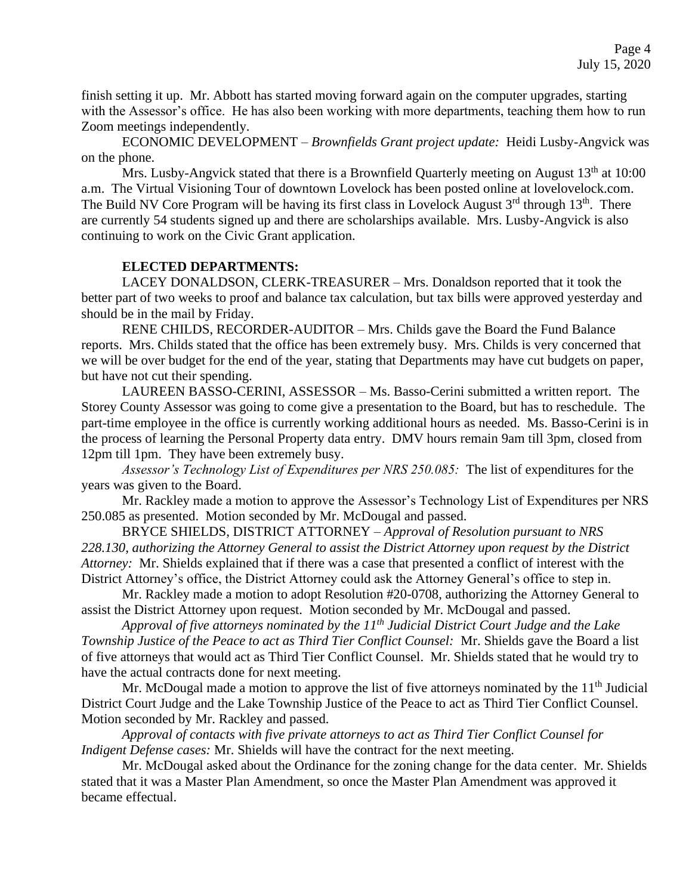finish setting it up. Mr. Abbott has started moving forward again on the computer upgrades, starting with the Assessor's office. He has also been working with more departments, teaching them how to run Zoom meetings independently.

ECONOMIC DEVELOPMENT – *Brownfields Grant project update:* Heidi Lusby-Angvick was on the phone.

Mrs. Lusby-Angvick stated that there is a Brownfield Quarterly meeting on August 13th at 10:00 a.m. The Virtual Visioning Tour of downtown Lovelock has been posted online at lovelovelock.com. The Build NV Core Program will be having its first class in Lovelock August 3rd through 13th. There are currently 54 students signed up and there are scholarships available. Mrs. Lusby-Angvick is also continuing to work on the Civic Grant application.

**ELECTED DEPARTMENTS:**

LACEY DONALDSON, CLERK-TREASURER – Mrs. Donaldson reported that it took the better part of two weeks to proof and balance tax calculation, but tax bills were approved yesterday and should be in the mail by Friday.

RENE CHILDS, RECORDER-AUDITOR – Mrs. Childs gave the Board the Fund Balance reports. Mrs. Childs stated that the office has been extremely busy. Mrs. Childs is very concerned that we will be over budget for the end of the year, stating that Departments may have cut budgets on paper, but have not cut their spending.

LAUREEN BASSO-CERINI, ASSESSOR – Ms. Basso-Cerini submitted a written report. The Storey County Assessor was going to come give a presentation to the Board, but has to reschedule. The part-time employee in the office is currently working additional hours as needed. Ms. Basso-Cerini is in the process of learning the Personal Property data entry. DMV hours remain 9am till 3pm, closed from 12pm till 1pm. They have been extremely busy.

*Assessor's Technology List of Expenditures per NRS 250.085:* The list of expenditures for the years was given to the Board.

Mr. Rackley made a motion to approve the Assessor's Technology List of Expenditures per NRS 250.085 as presented. Motion seconded by Mr. McDougal and passed.

BRYCE SHIELDS, DISTRICT ATTORNEY – *Approval of Resolution pursuant to NRS 228.130, authorizing the Attorney General to assist the District Attorney upon request by the District Attorney:* Mr. Shields explained that if there was a case that presented a conflict of interest with the District Attorney's office, the District Attorney could ask the Attorney General's office to step in.

Mr. Rackley made a motion to adopt Resolution #20-0708, authorizing the Attorney General to assist the District Attorney upon request. Motion seconded by Mr. McDougal and passed.

*Approval of five attorneys nominated by the 11th Judicial District Court Judge and the Lake Township Justice of the Peace to act as Third Tier Conflict Counsel:* Mr. Shields gave the Board a list of five attorneys that would act as Third Tier Conflict Counsel. Mr. Shields stated that he would try to have the actual contracts done for next meeting.

Mr. McDougal made a motion to approve the list of five attorneys nominated by the 11th Judicial District Court Judge and the Lake Township Justice of the Peace to act as Third Tier Conflict Counsel. Motion seconded by Mr. Rackley and passed.

*Approval of contacts with five private attorneys to act as Third Tier Conflict Counsel for Indigent Defense cases:* Mr. Shields will have the contract for the next meeting.

Mr. McDougal asked about the Ordinance for the zoning change for the data center. Mr. Shields stated that it was a Master Plan Amendment, so once the Master Plan Amendment was approved it became effectual.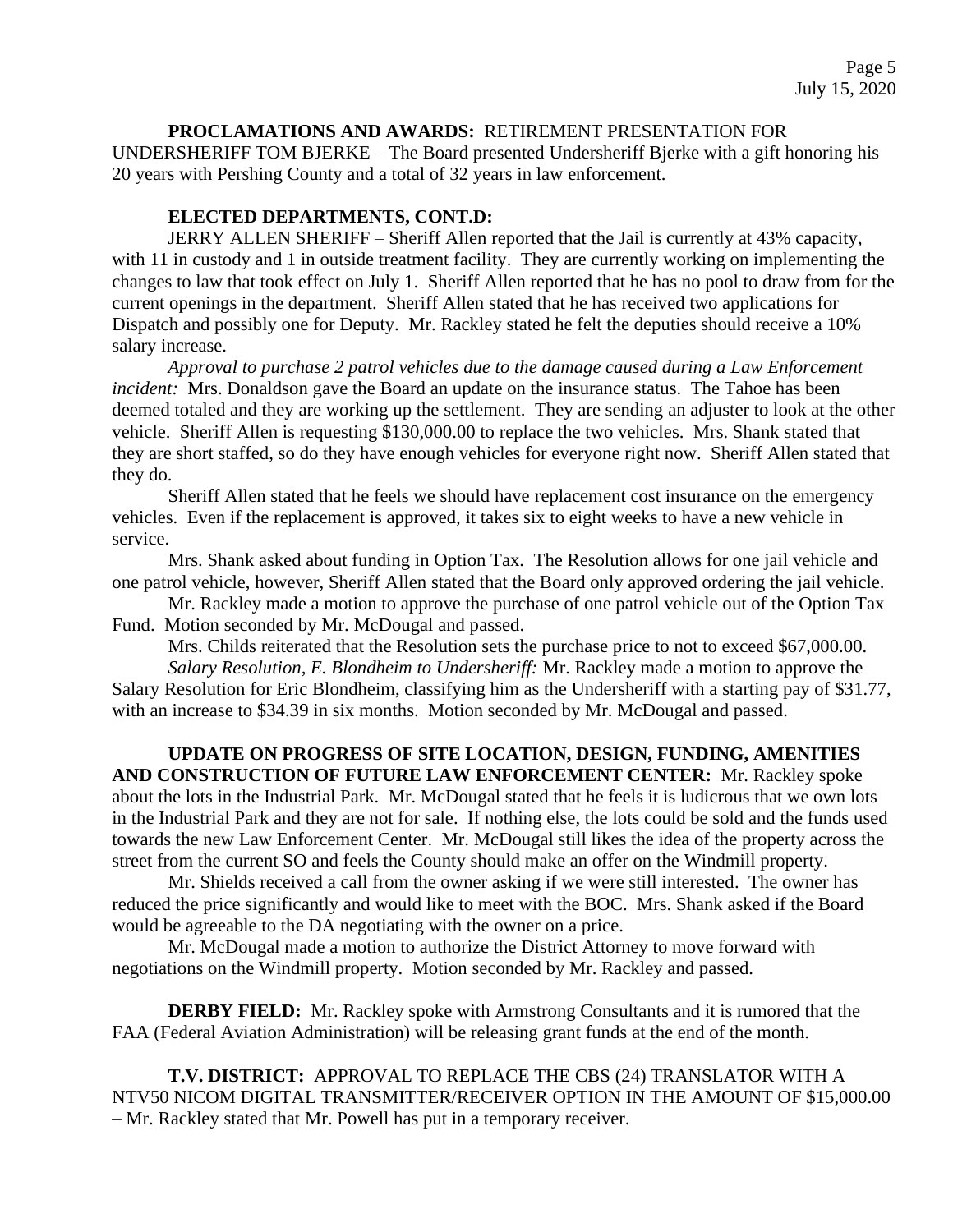**PROCLAMATIONS AND AWARDS:** RETIREMENT PRESENTATION FOR UNDERSHERIFF TOM BJERKE – The Board presented Undersheriff Bjerke with a gift honoring his 20 years with Pershing County and a total of 32 years in law enforcement.

**ELECTED DEPARTMENTS, CONT.D:**

JERRY ALLEN SHERIFF – Sheriff Allen reported that the Jail is currently at 43% capacity, with 11 in custody and 1 in outside treatment facility. They are currently working on implementing the changes to law that took effect on July 1. Sheriff Allen reported that he has no pool to draw from for the current openings in the department. Sheriff Allen stated that he has received two applications for Dispatch and possibly one for Deputy. Mr. Rackley stated he felt the deputies should receive a 10% salary increase.

*Approval to purchase 2 patrol vehicles due to the damage caused during a Law Enforcement incident:* Mrs. Donaldson gave the Board an update on the insurance status. The Tahoe has been deemed totaled and they are working up the settlement. They are sending an adjuster to look at the other vehicle. Sheriff Allen is requesting $130,000.00 to replace the two vehicles. Mrs. Shank stated that they are short staffed, so do they have enough vehicles for everyone right now. Sheriff Allen stated that they do.

Sheriff Allen stated that he feels we should have replacement cost insurance on the emergency vehicles. Even if the replacement is approved, it takes six to eight weeks to have a new vehicle in service.

Mrs. Shank asked about funding in Option Tax. The Resolution allows for one jail vehicle and one patrol vehicle, however, Sheriff Allen stated that the Board only approved ordering the jail vehicle.

Mr. Rackley made a motion to approve the purchase of one patrol vehicle out of the Option Tax Fund. Motion seconded by Mr. McDougal and passed.

Mrs. Childs reiterated that the Resolution sets the purchase price to not to exceed $67,000.00.

*Salary Resolution, E. Blondheim to Undersheriff:* Mr. Rackley made a motion to approve the Salary Resolution for Eric Blondheim, classifying him as the Undersheriff with a starting pay of $31.77, with an increase to $34.39 in six months. Motion seconded by Mr. McDougal and passed.

**UPDATE ON PROGRESS OF SITE LOCATION, DESIGN, FUNDING, AMENITIES AND CONSTRUCTION OF FUTURE LAW ENFORCEMENT CENTER:** Mr. Rackley spoke about the lots in the Industrial Park. Mr. McDougal stated that he feels it is ludicrous that we own lots in the Industrial Park and they are not for sale. If nothing else, the lots could be sold and the funds used towards the new Law Enforcement Center. Mr. McDougal still likes the idea of the property across the street from the current SO and feels the County should make an offer on the Windmill property.

Mr. Shields received a call from the owner asking if we were still interested. The owner has reduced the price significantly and would like to meet with the BOC. Mrs. Shank asked if the Board would be agreeable to the DA negotiating with the owner on a price.

Mr. McDougal made a motion to authorize the District Attorney to move forward with negotiations on the Windmill property. Motion seconded by Mr. Rackley and passed.

**DERBY FIELD:** Mr. Rackley spoke with Armstrong Consultants and it is rumored that the FAA (Federal Aviation Administration) will be releasing grant funds at the end of the month.

**T.V. DISTRICT:** APPROVAL TO REPLACE THE CBS (24) TRANSLATOR WITH A NTV50 NICOM DIGITAL TRANSMITTER/RECEIVER OPTION IN THE AMOUNT OF $15,000.00 – Mr. Rackley stated that Mr. Powell has put in a temporary receiver.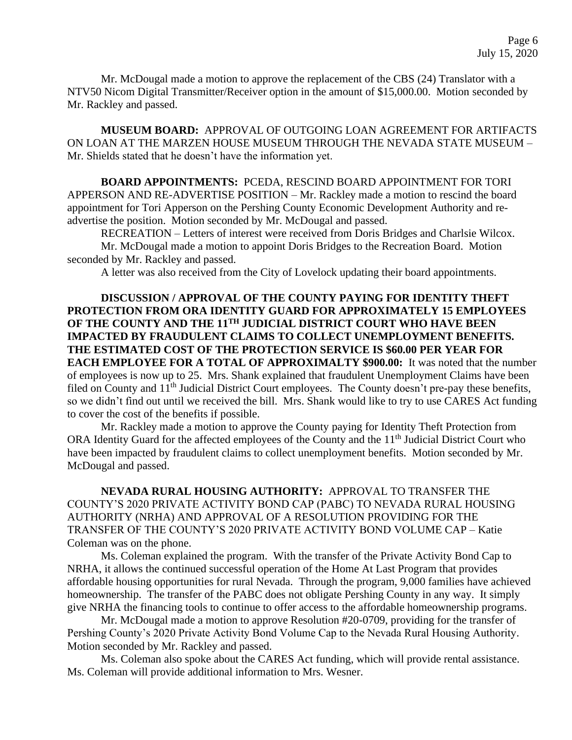Mr. McDougal made a motion to approve the replacement of the CBS (24) Translator with a NTV50 Nicom Digital Transmitter/Receiver option in the amount of $15,000.00. Motion seconded by Mr. Rackley and passed.

**MUSEUM BOARD:** APPROVAL OF OUTGOING LOAN AGREEMENT FOR ARTIFACTS ON LOAN AT THE MARZEN HOUSE MUSEUM THROUGH THE NEVADA STATE MUSEUM – Mr. Shields stated that he doesn't have the information yet.

**BOARD APPOINTMENTS:** PCEDA, RESCIND BOARD APPOINTMENT FOR TORI APPERSON AND RE-ADVERTISE POSITION – Mr. Rackley made a motion to rescind the board appointment for Tori Apperson on the Pershing County Economic Development Authority and re-advertise the position. Motion seconded by Mr. McDougal and passed.

RECREATION – Letters of interest were received from Doris Bridges and Charlsie Wilcox.

Mr. McDougal made a motion to appoint Doris Bridges to the Recreation Board. Motion seconded by Mr. Rackley and passed.

A letter was also received from the City of Lovelock updating their board appointments.

**DISCUSSION / APPROVAL OF THE COUNTY PAYING FOR IDENTITY THEFT PROTECTION FROM ORA IDENTITY GUARD FOR APPROXIMATELY 15 EMPLOYEES OF THE COUNTY AND THE 11TH JUDICIAL DISTRICT COURT WHO HAVE BEEN IMPACTED BY FRAUDULENT CLAIMS TO COLLECT UNEMPLOYMENT BENEFITS. THE ESTIMATED COST OF THE PROTECTION SERVICE IS $60.00 PER YEAR FOR EACH EMPLOYEE FOR A TOTAL OF APPROXIMALTY $900.00:** It was noted that the number of employees is now up to 25. Mrs. Shank explained that fraudulent Unemployment Claims have been filed on County and 11th Judicial District Court employees. The County doesn't pre-pay these benefits, so we didn't find out until we received the bill. Mrs. Shank would like to try to use CARES Act funding to cover the cost of the benefits if possible.

Mr. Rackley made a motion to approve the County paying for Identity Theft Protection from ORA Identity Guard for the affected employees of the County and the 11th Judicial District Court who have been impacted by fraudulent claims to collect unemployment benefits. Motion seconded by Mr. McDougal and passed.

**NEVADA RURAL HOUSING AUTHORITY:** APPROVAL TO TRANSFER THE COUNTY'S 2020 PRIVATE ACTIVITY BOND CAP (PABC) TO NEVADA RURAL HOUSING AUTHORITY (NRHA) AND APPROVAL OF A RESOLUTION PROVIDING FOR THE TRANSFER OF THE COUNTY'S 2020 PRIVATE ACTIVITY BOND VOLUME CAP – Katie Coleman was on the phone.

Ms. Coleman explained the program. With the transfer of the Private Activity Bond Cap to NRHA, it allows the continued successful operation of the Home At Last Program that provides affordable housing opportunities for rural Nevada. Through the program, 9,000 families have achieved homeownership. The transfer of the PABC does not obligate Pershing County in any way. It simply give NRHA the financing tools to continue to offer access to the affordable homeownership programs.

Mr. McDougal made a motion to approve Resolution #20-0709, providing for the transfer of Pershing County's 2020 Private Activity Bond Volume Cap to the Nevada Rural Housing Authority. Motion seconded by Mr. Rackley and passed.

Ms. Coleman also spoke about the CARES Act funding, which will provide rental assistance. Ms. Coleman will provide additional information to Mrs. Wesner.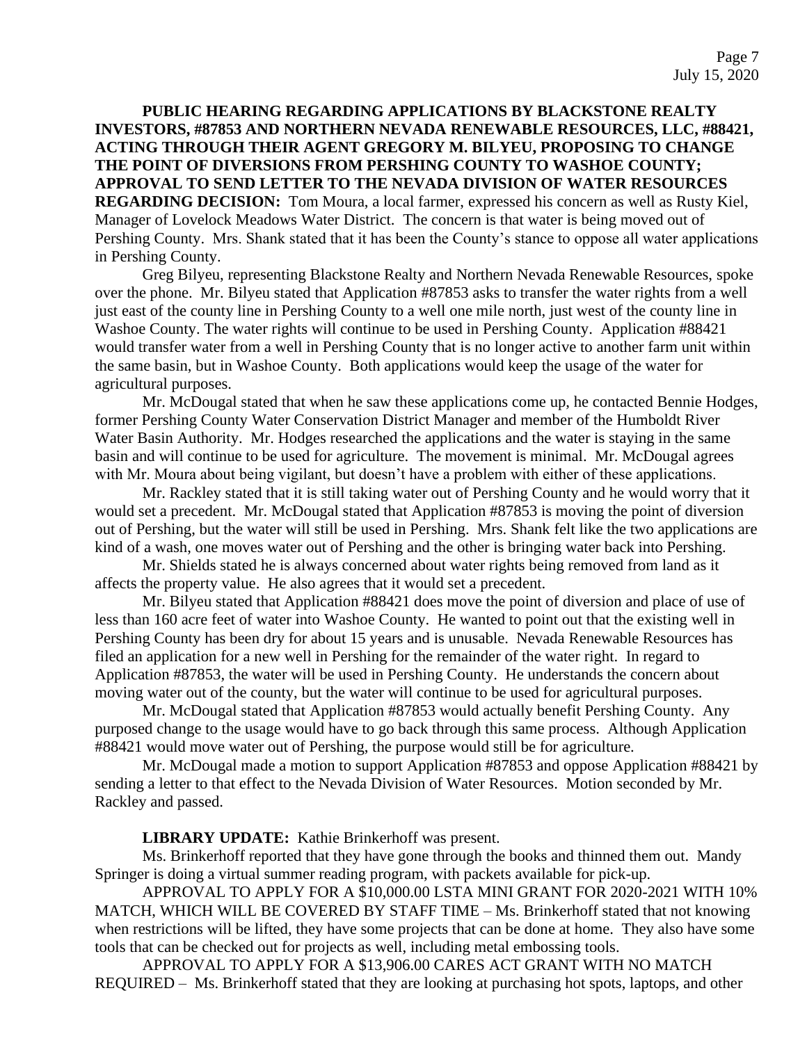**PUBLIC HEARING REGARDING APPLICATIONS BY BLACKSTONE REALTY INVESTORS, #87853 AND NORTHERN NEVADA RENEWABLE RESOURCES, LLC, #88421, ACTING THROUGH THEIR AGENT GREGORY M. BILYEU, PROPOSING TO CHANGE THE POINT OF DIVERSIONS FROM PERSHING COUNTY TO WASHOE COUNTY; APPROVAL TO SEND LETTER TO THE NEVADA DIVISION OF WATER RESOURCES REGARDING DECISION:** Tom Moura, a local farmer, expressed his concern as well as Rusty Kiel, Manager of Lovelock Meadows Water District. The concern is that water is being moved out of Pershing County. Mrs. Shank stated that it has been the County's stance to oppose all water applications in Pershing County.

Greg Bilyeu, representing Blackstone Realty and Northern Nevada Renewable Resources, spoke over the phone. Mr. Bilyeu stated that Application #87853 asks to transfer the water rights from a well just east of the county line in Pershing County to a well one mile north, just west of the county line in Washoe County. The water rights will continue to be used in Pershing County. Application #88421 would transfer water from a well in Pershing County that is no longer active to another farm unit within the same basin, but in Washoe County. Both applications would keep the usage of the water for agricultural purposes.

Mr. McDougal stated that when he saw these applications come up, he contacted Bennie Hodges, former Pershing County Water Conservation District Manager and member of the Humboldt River Water Basin Authority. Mr. Hodges researched the applications and the water is staying in the same basin and will continue to be used for agriculture. The movement is minimal. Mr. McDougal agrees with Mr. Moura about being vigilant, but doesn't have a problem with either of these applications.

Mr. Rackley stated that it is still taking water out of Pershing County and he would worry that it would set a precedent. Mr. McDougal stated that Application #87853 is moving the point of diversion out of Pershing, but the water will still be used in Pershing. Mrs. Shank felt like the two applications are kind of a wash, one moves water out of Pershing and the other is bringing water back into Pershing.

Mr. Shields stated he is always concerned about water rights being removed from land as it affects the property value. He also agrees that it would set a precedent.

Mr. Bilyeu stated that Application #88421 does move the point of diversion and place of use of less than 160 acre feet of water into Washoe County. He wanted to point out that the existing well in Pershing County has been dry for about 15 years and is unusable. Nevada Renewable Resources has filed an application for a new well in Pershing for the remainder of the water right. In regard to Application #87853, the water will be used in Pershing County. He understands the concern about moving water out of the county, but the water will continue to be used for agricultural purposes.

Mr. McDougal stated that Application #87853 would actually benefit Pershing County. Any purposed change to the usage would have to go back through this same process. Although Application #88421 would move water out of Pershing, the purpose would still be for agriculture.

Mr. McDougal made a motion to support Application #87853 and oppose Application #88421 by sending a letter to that effect to the Nevada Division of Water Resources. Motion seconded by Mr. Rackley and passed.

**LIBRARY UPDATE:** Kathie Brinkerhoff was present.

Ms. Brinkerhoff reported that they have gone through the books and thinned them out. Mandy Springer is doing a virtual summer reading program, with packets available for pick-up.

APPROVAL TO APPLY FOR A $10,000.00 LSTA MINI GRANT FOR 2020-2021 WITH 10% MATCH, WHICH WILL BE COVERED BY STAFF TIME – Ms. Brinkerhoff stated that not knowing when restrictions will be lifted, they have some projects that can be done at home. They also have some tools that can be checked out for projects as well, including metal embossing tools.

APPROVAL TO APPLY FOR A $13,906.00 CARES ACT GRANT WITH NO MATCH REQUIRED – Ms. Brinkerhoff stated that they are looking at purchasing hot spots, laptops, and other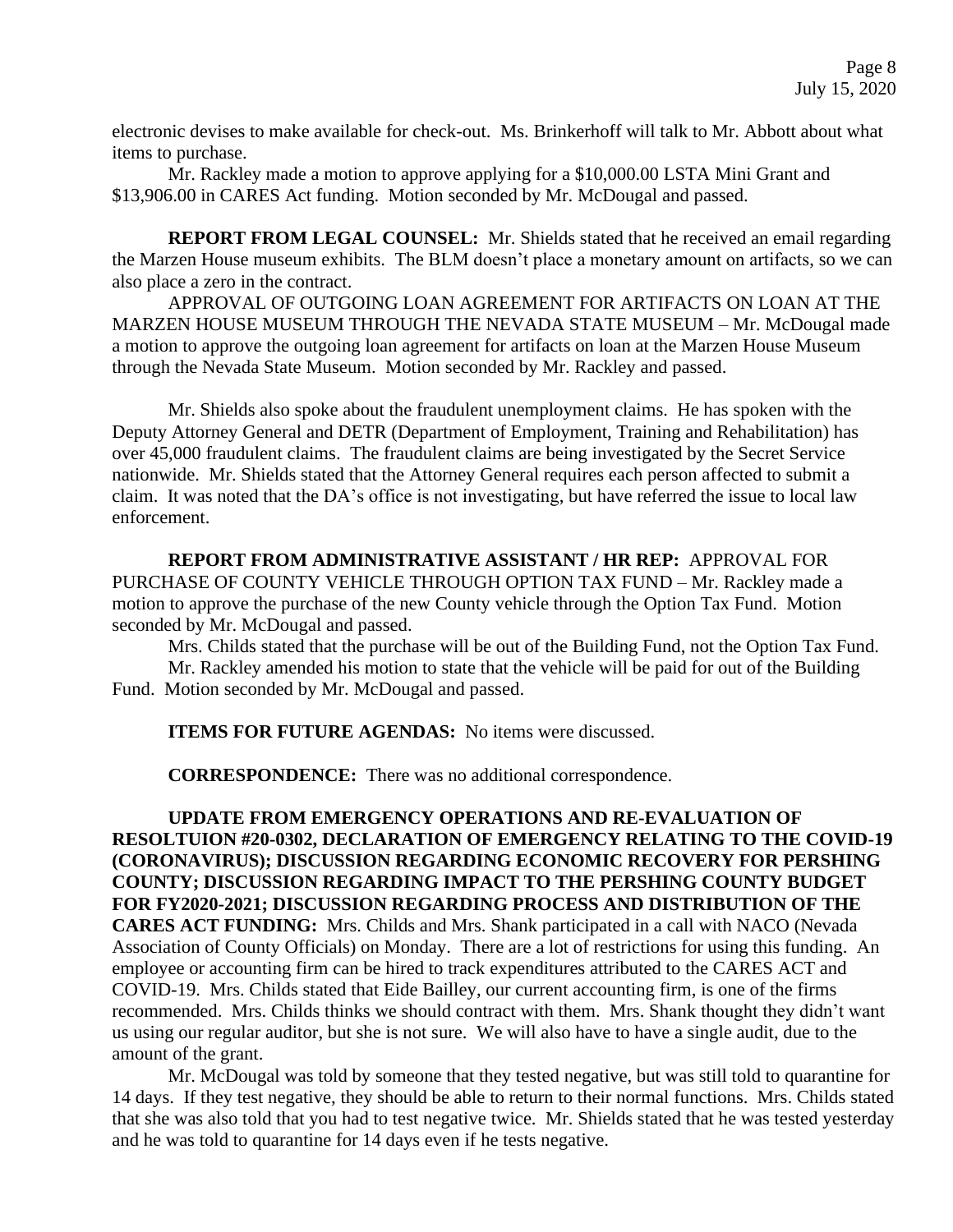electronic devises to make available for check-out. Ms. Brinkerhoff will talk to Mr. Abbott about what items to purchase.

Mr. Rackley made a motion to approve applying for a $10,000.00 LSTA Mini Grant and $13,906.00 in CARES Act funding. Motion seconded by Mr. McDougal and passed.

**REPORT FROM LEGAL COUNSEL:** Mr. Shields stated that he received an email regarding the Marzen House museum exhibits. The BLM doesn't place a monetary amount on artifacts, so we can also place a zero in the contract.

APPROVAL OF OUTGOING LOAN AGREEMENT FOR ARTIFACTS ON LOAN AT THE MARZEN HOUSE MUSEUM THROUGH THE NEVADA STATE MUSEUM – Mr. McDougal made a motion to approve the outgoing loan agreement for artifacts on loan at the Marzen House Museum through the Nevada State Museum. Motion seconded by Mr. Rackley and passed.

Mr. Shields also spoke about the fraudulent unemployment claims. He has spoken with the Deputy Attorney General and DETR (Department of Employment, Training and Rehabilitation) has over 45,000 fraudulent claims. The fraudulent claims are being investigated by the Secret Service nationwide. Mr. Shields stated that the Attorney General requires each person affected to submit a claim. It was noted that the DA's office is not investigating, but have referred the issue to local law enforcement.

**REPORT FROM ADMINISTRATIVE ASSISTANT / HR REP:** APPROVAL FOR PURCHASE OF COUNTY VEHICLE THROUGH OPTION TAX FUND – Mr. Rackley made a motion to approve the purchase of the new County vehicle through the Option Tax Fund. Motion seconded by Mr. McDougal and passed.

Mrs. Childs stated that the purchase will be out of the Building Fund, not the Option Tax Fund.

Mr. Rackley amended his motion to state that the vehicle will be paid for out of the Building Fund. Motion seconded by Mr. McDougal and passed.

**ITEMS FOR FUTURE AGENDAS:** No items were discussed.

**CORRESPONDENCE:** There was no additional correspondence.

**UPDATE FROM EMERGENCY OPERATIONS AND RE-EVALUATION OF RESOLTUION #20-0302, DECLARATION OF EMERGENCY RELATING TO THE COVID-19 (CORONAVIRUS); DISCUSSION REGARDING ECONOMIC RECOVERY FOR PERSHING COUNTY; DISCUSSION REGARDING IMPACT TO THE PERSHING COUNTY BUDGET FOR FY2020-2021; DISCUSSION REGARDING PROCESS AND DISTRIBUTION OF THE CARES ACT FUNDING:** Mrs. Childs and Mrs. Shank participated in a call with NACO (Nevada Association of County Officials) on Monday. There are a lot of restrictions for using this funding. An employee or accounting firm can be hired to track expenditures attributed to the CARES ACT and COVID-19. Mrs. Childs stated that Eide Bailley, our current accounting firm, is one of the firms recommended. Mrs. Childs thinks we should contract with them. Mrs. Shank thought they didn't want us using our regular auditor, but she is not sure. We will also have to have a single audit, due to the amount of the grant.

Mr. McDougal was told by someone that they tested negative, but was still told to quarantine for 14 days. If they test negative, they should be able to return to their normal functions. Mrs. Childs stated that she was also told that you had to test negative twice. Mr. Shields stated that he was tested yesterday and he was told to quarantine for 14 days even if he tests negative.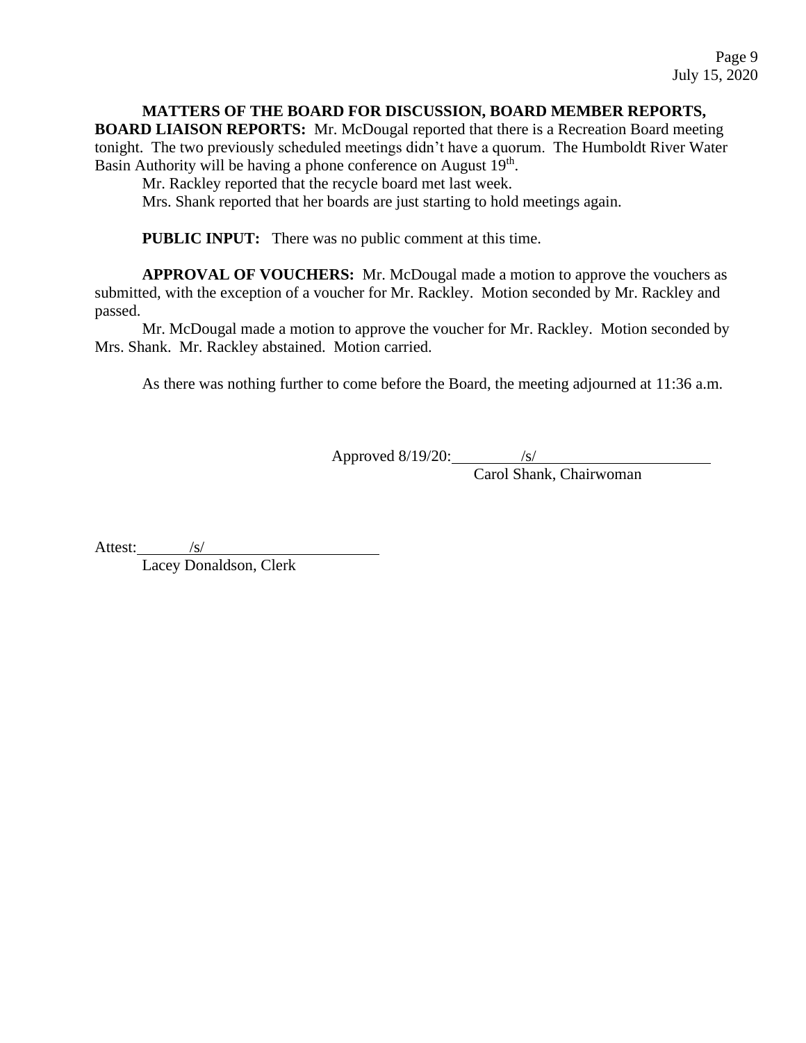**MATTERS OF THE BOARD FOR DISCUSSION, BOARD MEMBER REPORTS, BOARD LIAISON REPORTS:** Mr. McDougal reported that there is a Recreation Board meeting tonight. The two previously scheduled meetings didn't have a quorum. The Humboldt River Water Basin Authority will be having a phone conference on August 19th.

Mr. Rackley reported that the recycle board met last week.

Mrs. Shank reported that her boards are just starting to hold meetings again.

**PUBLIC INPUT:** There was no public comment at this time.

**APPROVAL OF VOUCHERS:** Mr. McDougal made a motion to approve the vouchers as submitted, with the exception of a voucher for Mr. Rackley. Motion seconded by Mr. Rackley and passed.

Mr. McDougal made a motion to approve the voucher for Mr. Rackley. Motion seconded by Mrs. Shank. Mr. Rackley abstained. Motion carried.

As there was nothing further to come before the Board, the meeting adjourned at 11:36 a.m.

Approved 8/19/20: /s/
Carol Shank, Chairwoman

Attest: /s/
Lacey Donaldson, Clerk